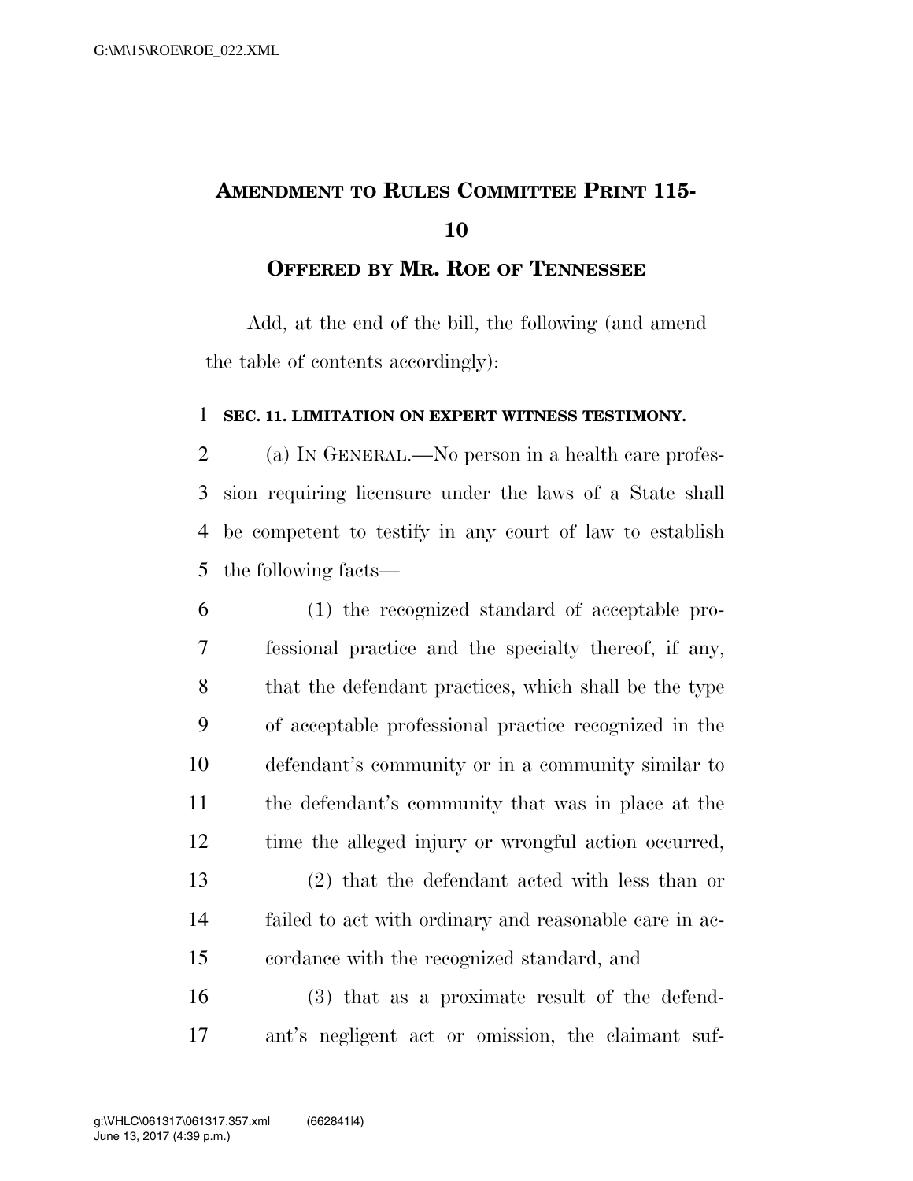# AMENDMENT TO RULES COMMITTEE PRINT 115-10

## OFFERED BY MR. ROE OF TENNESSEE

Add, at the end of the bill, the following (and amend the table of contents accordingly):

**SEC. 11. LIMITATION ON EXPERT WITNESS TESTIMONY.**

(a) IN GENERAL.—No person in a health care profession requiring licensure under the laws of a State shall be competent to testify in any court of law to establish the following facts—

(1) the recognized standard of acceptable professional practice and the specialty thereof, if any, that the defendant practices, which shall be the type of acceptable professional practice recognized in the defendant's community or in a community similar to the defendant's community that was in place at the time the alleged injury or wrongful action occurred,

(2) that the defendant acted with less than or failed to act with ordinary and reasonable care in accordance with the recognized standard, and

(3) that as a proximate result of the defendant's negligent act or omission, the claimant suf-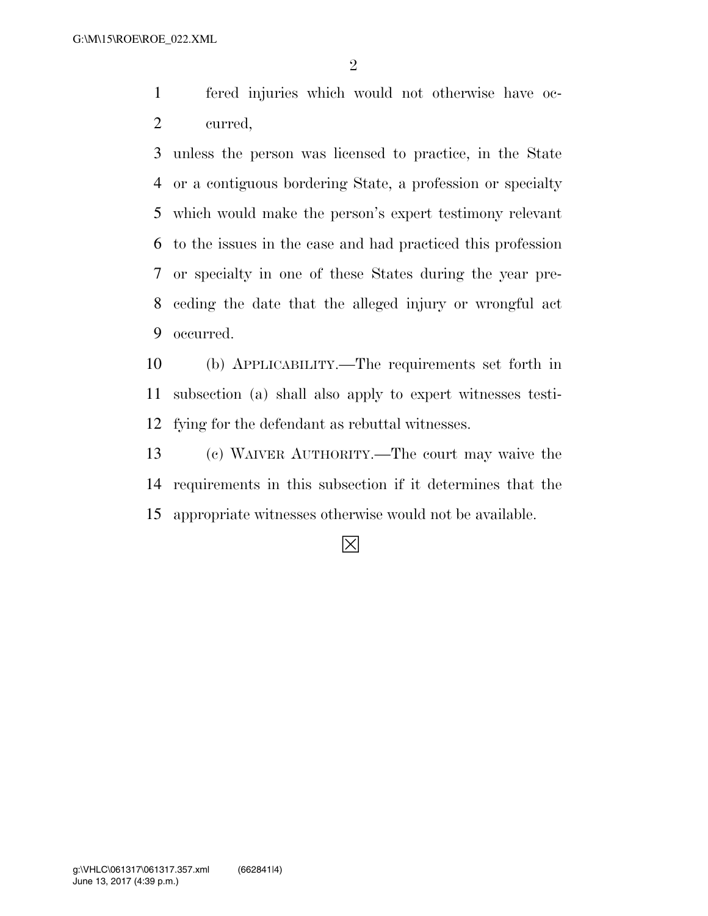fered injuries which would not otherwise have occurred,

unless the person was licensed to practice, in the State or a contiguous bordering State, a profession or specialty which would make the person's expert testimony relevant to the issues in the case and had practiced this profession or specialty in one of these States during the year preceding the date that the alleged injury or wrongful act occurred.

(b) APPLICABILITY.—The requirements set forth in subsection (a) shall also apply to expert witnesses testifying for the defendant as rebuttal witnesses.

(c) WAIVER AUTHORITY.—The court may waive the requirements in this subsection if it determines that the appropriate witnesses otherwise would not be available.